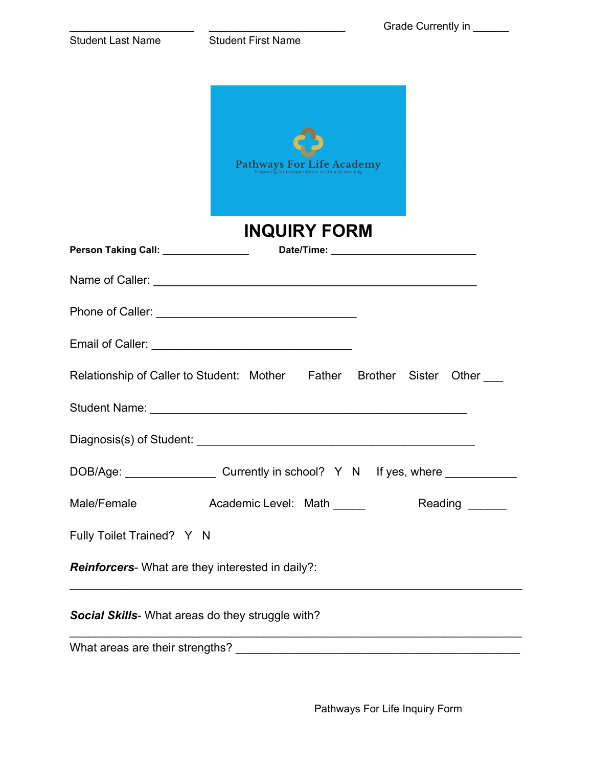\_\_\_\_\_\_\_\_\_\_\_\_\_\_\_\_\_\_\_\_\_ Student Last Name

\_\_\_\_\_\_\_\_\_\_\_\_\_\_\_\_\_\_\_\_\_\_\_ Student First Name

Grade Currently in \_\_\_\_\_\_

Pathways For Life Academy

Preparing for independence in life and learning

# INQUIRY FORM

**Person Taking Call:** \_\_\_\_\_\_\_\_\_\_\_\_\_\_\_ **Date/Time:** \_\_\_\_\_\_\_\_\_\_\_\_\_\_\_\_\_\_\_\_\_\_\_\_\_

Name of Caller: \_\_\_\_\_\_\_\_\_\_\_\_\_\_\_\_\_\_\_\_\_\_\_\_\_\_\_\_\_\_\_\_\_\_\_\_\_\_\_\_\_\_\_\_\_\_\_\_\_\_\_\_

Phone of Caller: \_\_\_\_\_\_\_\_\_\_\_\_\_\_\_\_\_\_\_\_\_\_\_\_\_\_\_\_\_\_\_\_\_

Email of Caller: \_\_\_\_\_\_\_\_\_\_\_\_\_\_\_\_\_\_\_\_\_\_\_\_\_\_\_\_\_\_\_\_\_

Relationship of Caller to Student: Mother Father Brother Sister Other \_\_\_

Student Name: \_\_\_\_\_\_\_\_\_\_\_\_\_\_\_\_\_\_\_\_\_\_\_\_\_\_\_\_\_\_\_\_\_\_\_\_\_\_\_\_\_\_\_\_\_\_\_\_\_\_

Diagnosis(s) of Student: \_\_\_\_\_\_\_\_\_\_\_\_\_\_\_\_\_\_\_\_\_\_\_\_\_\_\_\_\_\_\_\_\_\_\_\_\_\_\_\_\_\_\_\_\_

DOB/Age: \_\_\_\_\_\_\_\_\_\_\_\_\_\_ Currently in school? Y N If yes, where \_\_\_\_\_\_\_\_\_\_\_

Male/Female Academic Level: Math \_\_\_\_\_ Reading \_\_\_\_\_\_

Fully Toilet Trained? Y N

***Reinforcers***- What are they interested in daily?:

\_\_\_\_\_\_\_\_\_\_\_\_\_\_\_\_\_\_\_\_\_\_\_\_\_\_\_\_\_\_\_\_\_\_\_\_\_\_\_\_\_\_\_\_\_\_\_\_\_\_\_\_\_\_\_\_\_\_\_\_\_\_\_\_\_\_\_\_\_\_

***Social Skills***- What areas do they struggle with?

\_\_\_\_\_\_\_\_\_\_\_\_\_\_\_\_\_\_\_\_\_\_\_\_\_\_\_\_\_\_\_\_\_\_\_\_\_\_\_\_\_\_\_\_\_\_\_\_\_\_\_\_\_\_\_\_\_\_\_\_\_\_\_\_\_\_\_\_\_\_

What areas are their strengths? \_\_\_\_\_\_\_\_\_\_\_\_\_\_\_\_\_\_\_\_\_\_\_\_\_\_\_\_\_\_\_\_\_\_\_\_\_\_\_\_\_\_\_\_\_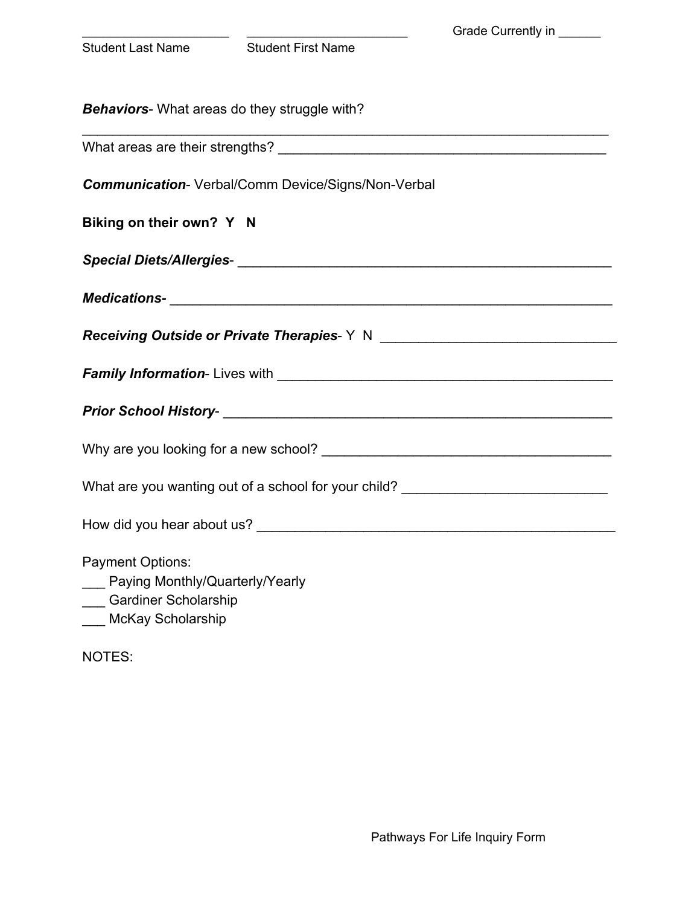____________________ ______________________ Grade Currently in ______
Student Last Name Student First Name

***Behaviors***- What areas do they struggle with?
______________________________________________________________________

What areas are their strengths? ____________________________________________

***Communication***- Verbal/Comm Device/Signs/Non-Verbal

**Biking on their own? Y N**

***Special Diets/Allergies***- ________________________________________________

***Medications-*** ______________________________________________________________

***Receiving Outside or Private Therapies***- Y N ______________________________

***Family Information***- Lives with ____________________________________________

***Prior School History***- ___________________________________________________

Why are you looking for a new school? ______________________________________

What are you wanting out of a school for your child? __________________________

How did you hear about us? ____________________________________________

Payment Options:
___ Paying Monthly/Quarterly/Yearly
___ Gardiner Scholarship
___ McKay Scholarship

NOTES:

Pathways For Life Inquiry Form